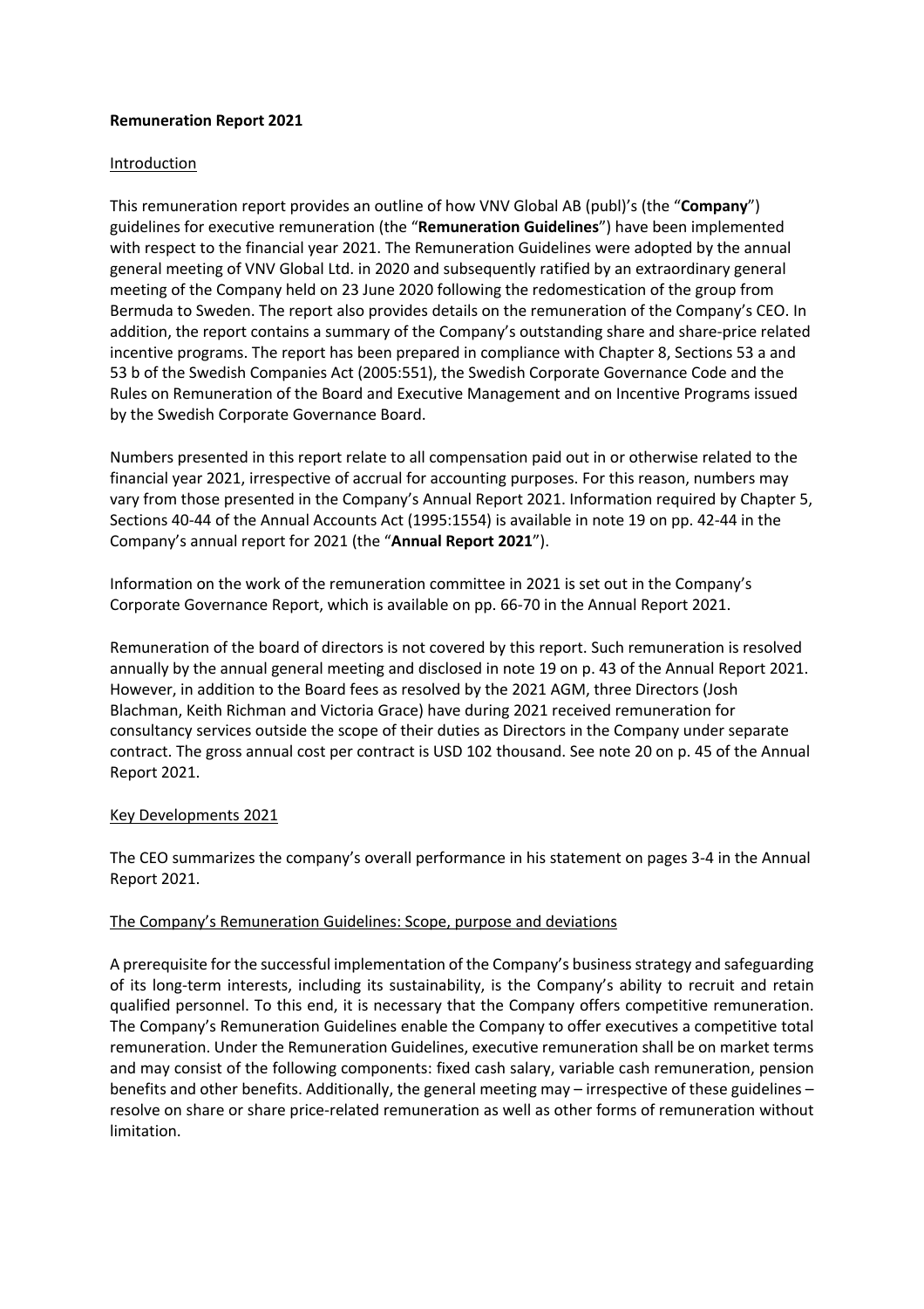**Remuneration Report 2021**

Introduction

This remuneration report provides an outline of how VNV Global AB (publ)'s (the "**Company**") guidelines for executive remuneration (the "**Remuneration Guidelines**") have been implemented with respect to the financial year 2021. The Remuneration Guidelines were adopted by the annual general meeting of VNV Global Ltd. in 2020 and subsequently ratified by an extraordinary general meeting of the Company held on 23 June 2020 following the redomestication of the group from Bermuda to Sweden. The report also provides details on the remuneration of the Company's CEO. In addition, the report contains a summary of the Company's outstanding share and share-price related incentive programs. The report has been prepared in compliance with Chapter 8, Sections 53 a and 53 b of the Swedish Companies Act (2005:551), the Swedish Corporate Governance Code and the Rules on Remuneration of the Board and Executive Management and on Incentive Programs issued by the Swedish Corporate Governance Board.

Numbers presented in this report relate to all compensation paid out in or otherwise related to the financial year 2021, irrespective of accrual for accounting purposes. For this reason, numbers may vary from those presented in the Company's Annual Report 2021. Information required by Chapter 5, Sections 40-44 of the Annual Accounts Act (1995:1554) is available in note 19 on pp. 42-44 in the Company's annual report for 2021 (the "**Annual Report 2021**").

Information on the work of the remuneration committee in 2021 is set out in the Company's Corporate Governance Report, which is available on pp. 66-70 in the Annual Report 2021.

Remuneration of the board of directors is not covered by this report. Such remuneration is resolved annually by the annual general meeting and disclosed in note 19 on p. 43 of the Annual Report 2021. However, in addition to the Board fees as resolved by the 2021 AGM, three Directors (Josh Blachman, Keith Richman and Victoria Grace) have during 2021 received remuneration for consultancy services outside the scope of their duties as Directors in the Company under separate contract. The gross annual cost per contract is USD 102 thousand. See note 20 on p. 45 of the Annual Report 2021.

Key Developments 2021

The CEO summarizes the company's overall performance in his statement on pages 3-4 in the Annual Report 2021.

The Company's Remuneration Guidelines: Scope, purpose and deviations

A prerequisite for the successful implementation of the Company's business strategy and safeguarding of its long-term interests, including its sustainability, is the Company's ability to recruit and retain qualified personnel. To this end, it is necessary that the Company offers competitive remuneration. The Company's Remuneration Guidelines enable the Company to offer executives a competitive total remuneration. Under the Remuneration Guidelines, executive remuneration shall be on market terms and may consist of the following components: fixed cash salary, variable cash remuneration, pension benefits and other benefits. Additionally, the general meeting may – irrespective of these guidelines – resolve on share or share price-related remuneration as well as other forms of remuneration without limitation.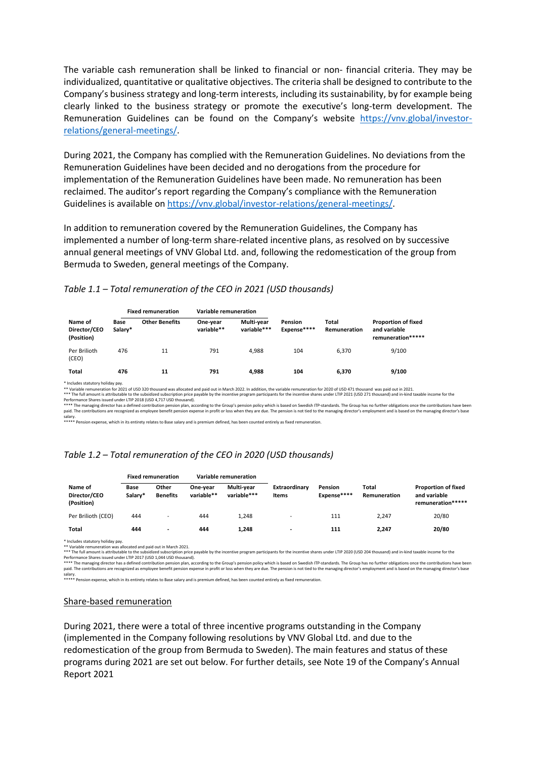The variable cash remuneration shall be linked to financial or non- financial criteria. They may be individualized, quantitative or qualitative objectives. The criteria shall be designed to contribute to the Company's business strategy and long-term interests, including its sustainability, by for example being clearly linked to the business strategy or promote the executive's long-term development. The Remuneration Guidelines can be found on the Company's website https://vnv.global/investor-relations/general-meetings/.

During 2021, the Company has complied with the Remuneration Guidelines. No deviations from the Remuneration Guidelines have been decided and no derogations from the procedure for implementation of the Remuneration Guidelines have been made. No remuneration has been reclaimed. The auditor's report regarding the Company's compliance with the Remuneration Guidelines is available on https://vnv.global/investor-relations/general-meetings/.

In addition to remuneration covered by the Remuneration Guidelines, the Company has implemented a number of long-term share-related incentive plans, as resolved on by successive annual general meetings of VNV Global Ltd. and, following the redomestication of the group from Bermuda to Sweden, general meetings of the Company.

*Table 1.1 – Total remuneration of the CEO in 2021 (USD thousands)*

| | Fixed remuneration | | Variable remuneration | | | | |
|---|---|---|---|---|---|---|---|
| **Name of Director/CEO (Position)** | **Base Salary*** | **Other Benefits** | **One-year variable**** | **Multi-year variable***** | **Pension Expense****** | **Total Remuneration** | **Proportion of fixed and variable remuneration******* |
| Per Brilioth (CEO) | 476 | 11 | 791 | 4,988 | 104 | 6,370 | 9/100 |
| **Total** | **476** | **11** | **791** | **4,988** | **104** | **6,370** | **9/100** |

\* Includes statutory holiday pay.
** Variable remuneration for 2021 of USD 320 thousand was allocated and paid out in March 2022. In addition, the variable remuneration for 2020 of USD 471 thousand was paid out in 2021.
*** The full amount is attributable to the subsidized subscription price payable by the incentive program participants for the incentive shares under LTIP 2021 (USD 271 thousand) and in-kind taxable income for the Performance Shares issued under LTIP 2018 (USD 4,717 USD thousand).
**** The managing director has a defined contribution pension plan, according to the Group's pension policy which is based on Swedish ITP-standards. The Group has no further obligations once the contributions have been paid. The contributions are recognized as employee benefit pension expense in profit or loss when they are due. The pension is not tied to the managing director's employment and is based on the managing director's base salary.
***** Pension expense, which in its entirety relates to Base salary and is premium defined, has been counted entirely as fixed remuneration.

*Table 1.2 – Total remuneration of the CEO in 2020 (USD thousands)*

| | Fixed remuneration | | Variable remuneration | | | | | |
|---|---|---|---|---|---|---|---|---|
| **Name of Director/CEO (Position)** | **Base Salary*** | **Other Benefits** | **One-year variable**** | **Multi-year variable***** | **Extraordinary Items** | **Pension Expense****** | **Total Remuneration** | **Proportion of fixed and variable remuneration******* |
| Per Brilioth (CEO) | 444 | - | 444 | 1,248 | - | 111 | 2,247 | 20/80 |
| **Total** | **444** | **-** | **444** | **1,248** | **-** | **111** | **2,247** | **20/80** |

\* Includes statutory holiday pay.
** Variable remuneration was allocated and paid out in March 2021.
*** The full amount is attributable to the subsidized subscription price payable by the incentive program participants for the incentive shares under LTIP 2020 (USD 204 thousand) and in-kind taxable income for the Performance Shares issued under LTIP 2017 (USD 1,044 USD thousand).
**** The managing director has a defined contribution pension plan, according to the Group's pension policy which is based on Swedish ITP-standards. The Group has no further obligations once the contributions have been paid. The contributions are recognized as employee benefit pension expense in profit or loss when they are due. The pension is not tied to the managing director's employment and is based on the managing director's base salary.
***** Pension expense, which in its entirety relates to Base salary and is premium defined, has been counted entirely as fixed remuneration.

## Share-based remuneration

During 2021, there were a total of three incentive programs outstanding in the Company (implemented in the Company following resolutions by VNV Global Ltd. and due to the redomestication of the group from Bermuda to Sweden). The main features and status of these programs during 2021 are set out below. For further details, see Note 19 of the Company's Annual Report 2021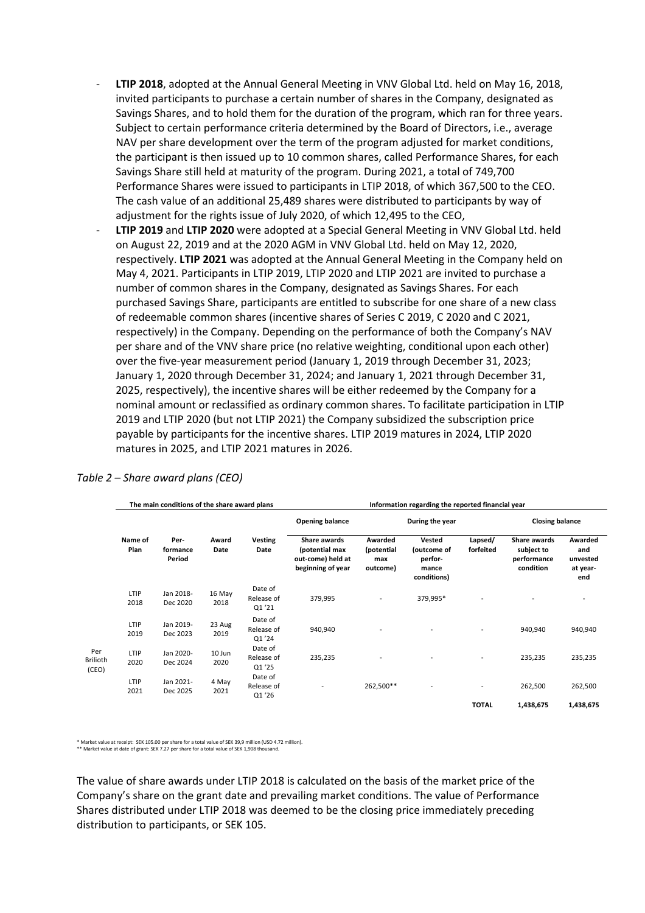- **LTIP 2018**, adopted at the Annual General Meeting in VNV Global Ltd. held on May 16, 2018, invited participants to purchase a certain number of shares in the Company, designated as Savings Shares, and to hold them for the duration of the program, which ran for three years. Subject to certain performance criteria determined by the Board of Directors, i.e., average NAV per share development over the term of the program adjusted for market conditions, the participant is then issued up to 10 common shares, called Performance Shares, for each Savings Share still held at maturity of the program. During 2021, a total of 749,700 Performance Shares were issued to participants in LTIP 2018, of which 367,500 to the CEO. The cash value of an additional 25,489 shares were distributed to participants by way of adjustment for the rights issue of July 2020, of which 12,495 to the CEO,
- **LTIP 2019** and **LTIP 2020** were adopted at a Special General Meeting in VNV Global Ltd. held on August 22, 2019 and at the 2020 AGM in VNV Global Ltd. held on May 12, 2020, respectively. **LTIP 2021** was adopted at the Annual General Meeting in the Company held on May 4, 2021. Participants in LTIP 2019, LTIP 2020 and LTIP 2021 are invited to purchase a number of common shares in the Company, designated as Savings Shares. For each purchased Savings Share, participants are entitled to subscribe for one share of a new class of redeemable common shares (incentive shares of Series C 2019, C 2020 and C 2021, respectively) in the Company. Depending on the performance of both the Company's NAV per share and of the VNV share price (no relative weighting, conditional upon each other) over the five-year measurement period (January 1, 2019 through December 31, 2023; January 1, 2020 through December 31, 2024; and January 1, 2021 through December 31, 2025, respectively), the incentive shares will be either redeemed by the Company for a nominal amount or reclassified as ordinary common shares. To facilitate participation in LTIP 2019 and LTIP 2020 (but not LTIP 2021) the Company subsidized the subscription price payable by participants for the incentive shares. LTIP 2019 matures in 2024, LTIP 2020 matures in 2025, and LTIP 2021 matures in 2026.

*Table 2 – Share award plans (CEO)*

| | The main conditions of the share award plans | | | | Information regarding the reported financial year | | | | | |
|---|---|---|---|---|---|---|---|---|---|---|
| | | | | | Opening balance | During the year | | | Closing balance | |
| | Name of Plan | Performance Period | Award Date | Vesting Date | Share awards (potential max out-come) held at beginning of year | Awarded (potential max outcome) | Vested (outcome of performance conditions) | Lapsed/ forfeited | Share awards subject to performance condition | Awarded and unvested at year-end |
| Per Brilioth (CEO) | LTIP 2018 | Jan 2018-Dec 2020 | 16 May 2018 | Date of Release of Q1 '21 | 379,995 | - | 379,995* | - | - | - |
| | LTIP 2019 | Jan 2019-Dec 2023 | 23 Aug 2019 | Date of Release of Q1 '24 | 940,940 | - | - | - | 940,940 | 940,940 |
| | LTIP 2020 | Jan 2020-Dec 2024 | 10 Jun 2020 | Date of Release of Q1 '25 | 235,235 | - | - | - | 235,235 | 235,235 |
| | LTIP 2021 | Jan 2021-Dec 2025 | 4 May 2021 | Date of Release of Q1 '26 | - | 262,500** | - | - | 262,500 | 262,500 |
| | | | | | | | | TOTAL | 1,438,675 | 1,438,675 |

\* Market value at receipt: SEK 105.00 per share for a total value of SEK 39,9 million (USD 4.72 million).
\** Market value at date of grant: SEK 7.27 per share for a total value of SEK 1,908 thousand.

The value of share awards under LTIP 2018 is calculated on the basis of the market price of the Company's share on the grant date and prevailing market conditions. The value of Performance Shares distributed under LTIP 2018 was deemed to be the closing price immediately preceding distribution to participants, or SEK 105.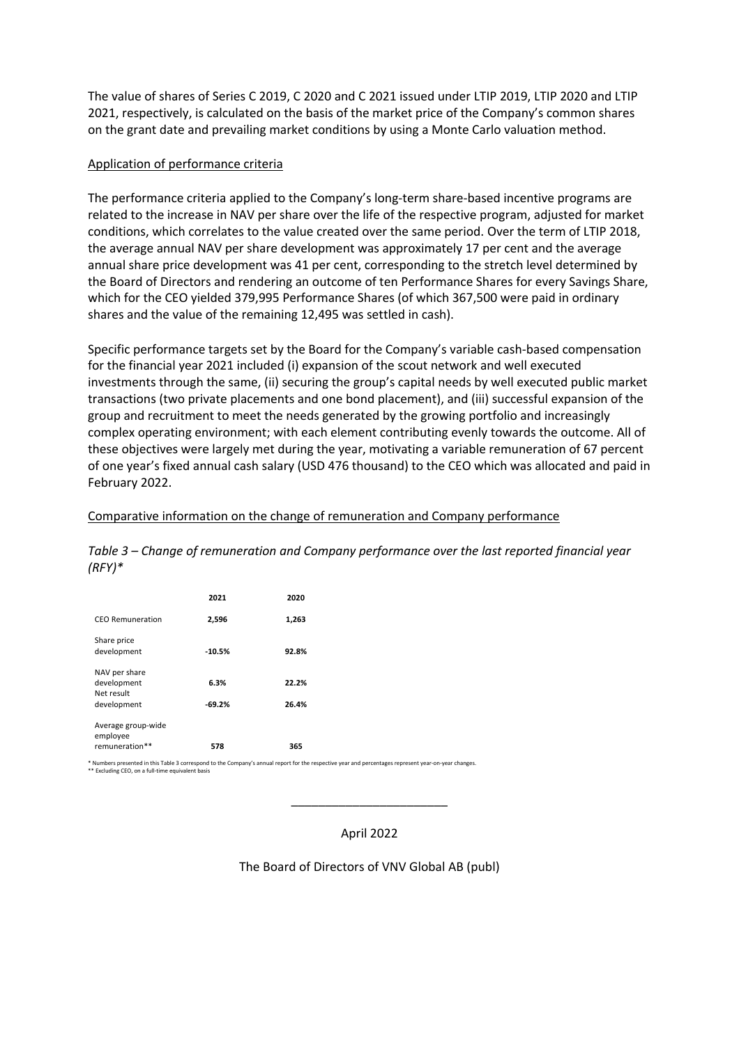The value of shares of Series C 2019, C 2020 and C 2021 issued under LTIP 2019, LTIP 2020 and LTIP 2021, respectively, is calculated on the basis of the market price of the Company's common shares on the grant date and prevailing market conditions by using a Monte Carlo valuation method.

Application of performance criteria

The performance criteria applied to the Company's long-term share-based incentive programs are related to the increase in NAV per share over the life of the respective program, adjusted for market conditions, which correlates to the value created over the same period. Over the term of LTIP 2018, the average annual NAV per share development was approximately 17 per cent and the average annual share price development was 41 per cent, corresponding to the stretch level determined by the Board of Directors and rendering an outcome of ten Performance Shares for every Savings Share, which for the CEO yielded 379,995 Performance Shares (of which 367,500 were paid in ordinary shares and the value of the remaining 12,495 was settled in cash).

Specific performance targets set by the Board for the Company's variable cash-based compensation for the financial year 2021 included (i) expansion of the scout network and well executed investments through the same, (ii) securing the group's capital needs by well executed public market transactions (two private placements and one bond placement), and (iii) successful expansion of the group and recruitment to meet the needs generated by the growing portfolio and increasingly complex operating environment; with each element contributing evenly towards the outcome. All of these objectives were largely met during the year, motivating a variable remuneration of 67 percent of one year's fixed annual cash salary (USD 476 thousand) to the CEO which was allocated and paid in February 2022.

Comparative information on the change of remuneration and Company performance

*Table 3 – Change of remuneration and Company performance over the last reported financial year (RFY)**

| | 2021 | 2020 |
|---|---|---|
| CEO Remuneration | **2,596** | **1,263** |
| Share price development | **-10.5%** | **92.8%** |
| NAV per share development | **6.3%** | **22.2%** |
| Net result development | **-69.2%** | **26.4%** |
| Average group-wide employee remuneration** | **578** | **365** |

\* Numbers presented in this Table 3 correspond to the Company's annual report for the respective year and percentages represent year-on-year changes.
\** Excluding CEO, on a full-time equivalent basis

April 2022

The Board of Directors of VNV Global AB (publ)